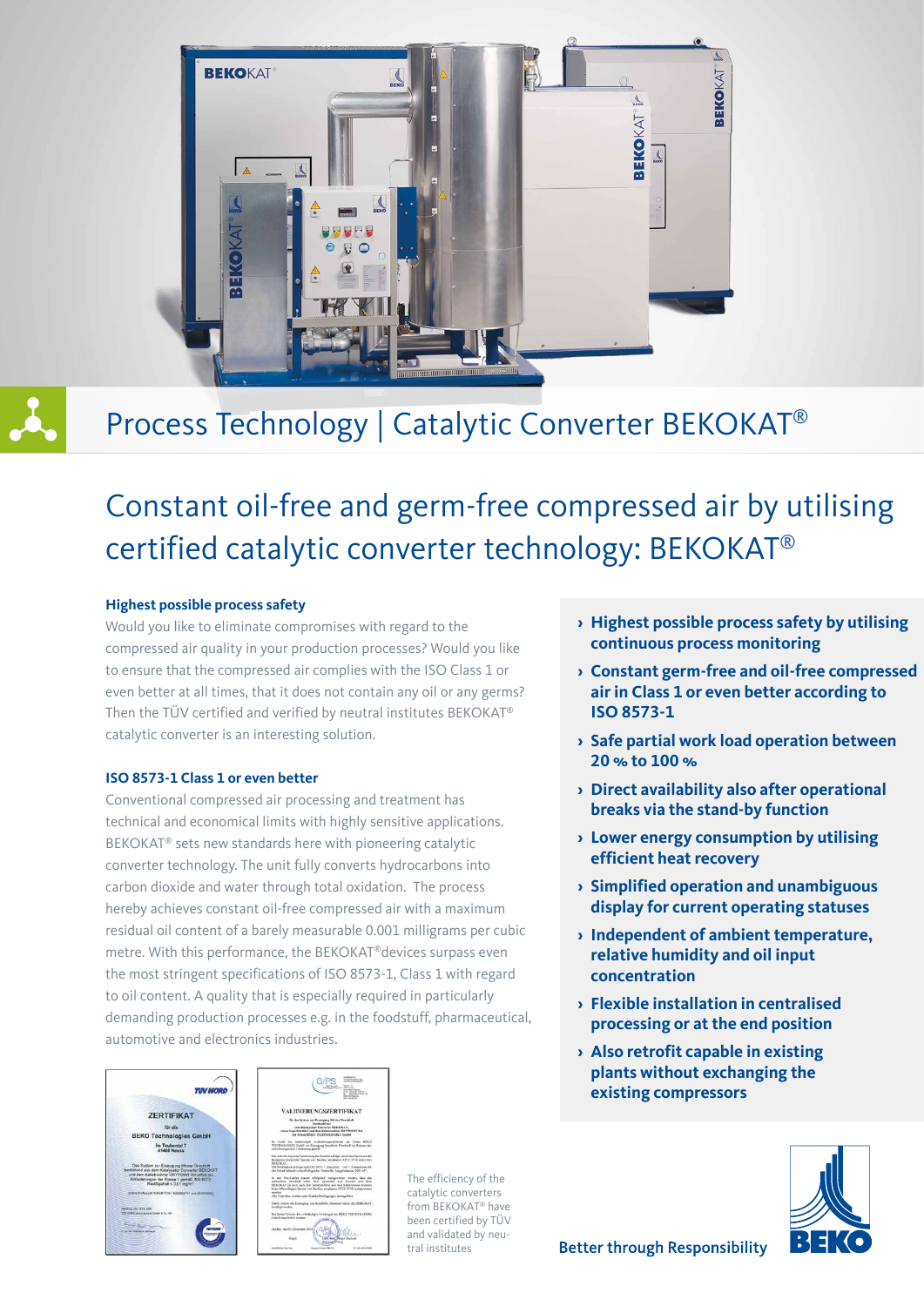# Process Technology | Catalytic Converter BEKOKAT®

## Constant oil-free and germ-free compressed air by utilising certified catalytic converter technology: BEKOKAT®

### Highest possible process safety

Would you like to eliminate compromises with regard to the compressed air quality in your production processes? Would you like to ensure that the compressed air complies with the ISO Class 1 or even better at all times, that it does not contain any oil or any germs? Then the TÜV certified and verified by neutral institutes BEKOKAT® catalytic converter is an interesting solution.

### ISO 8573-1 Class 1 or even better

Conventional compressed air processing and treatment has technical and economical limits with highly sensitive applications. BEKOKAT® sets new standards here with pioneering catalytic converter technology. The unit fully converts hydrocarbons into carbon dioxide and water through total oxidation. The process hereby achieves constant oil-free compressed air with a maximum residual oil content of a barely measurable 0.001 milligrams per cubic metre. With this performance, the BEKOKAT®devices surpass even the most stringent specifications of ISO 8573-1, Class 1 with regard to oil content. A quality that is especially required in particularly demanding production processes e.g. in the foodstuff, pharmaceutical, automotive and electronics industries.

- **Highest possible process safety by utilising continuous process monitoring**
- **Constant germ-free and oil-free compressed air in Class 1 or even better according to ISO 8573-1**
- **Safe partial work load operation between 20 % to 100 %**
- **Direct availability also after operational breaks via the stand-by function**
- **Lower energy consumption by utilising efficient heat recovery**
- **Simplified operation and unambiguous display for current operating statuses**
- **Independent of ambient temperature, relative humidity and oil input concentration**
- **Flexible installation in centralised processing or at the end position**
- **Also retrofit capable in existing plants without exchanging the existing compressors**

The efficiency of the catalytic converters from BEKOKAT® have been certified by TÜV and validated by neutral institutes

Better through Responsibility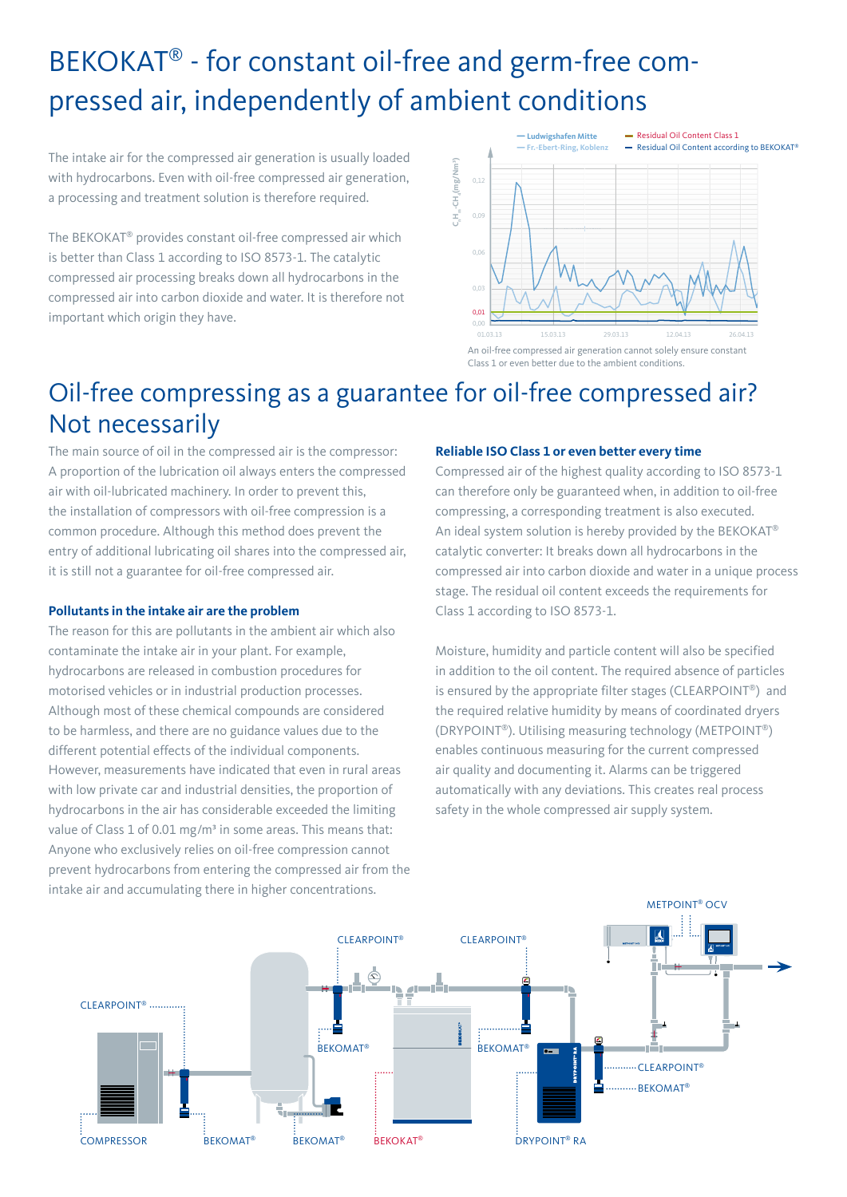# BEKOKAT® - for constant oil-free and germ-free compressed air, independently of ambient conditions

The intake air for the compressed air generation is usually loaded with hydrocarbons. Even with oil-free compressed air generation, a processing and treatment solution is therefore required.

The BEKOKAT® provides constant oil-free compressed air which is better than Class 1 according to ISO 8573-1. The catalytic compressed air processing breaks down all hydrocarbons in the compressed air into carbon dioxide and water. It is therefore not important which origin they have.

An oil-free compressed air generation cannot solely ensure constant Class 1 or even better due to the ambient conditions.

# Oil-free compressing as a guarantee for oil-free compressed air? Not necessarily

The main source of oil in the compressed air is the compressor: A proportion of the lubrication oil always enters the compressed air with oil-lubricated machinery. In order to prevent this, the installation of compressors with oil-free compression is a common procedure. Although this method does prevent the entry of additional lubricating oil shares into the compressed air, it is still not a guarantee for oil-free compressed air.

### Pollutants in the intake air are the problem

The reason for this are pollutants in the ambient air which also contaminate the intake air in your plant. For example, hydrocarbons are released in combustion procedures for motorised vehicles or in industrial production processes. Although most of these chemical compounds are considered to be harmless, and there are no guidance values due to the different potential effects of the individual components. However, measurements have indicated that even in rural areas with low private car and industrial densities, the proportion of hydrocarbons in the air has considerable exceeded the limiting value of Class 1 of 0.01 mg/m³ in some areas. This means that: Anyone who exclusively relies on oil-free compression cannot prevent hydrocarbons from entering the compressed air from the intake air and accumulating there in higher concentrations.

### Reliable ISO Class 1 or even better every time

Compressed air of the highest quality according to ISO 8573-1 can therefore only be guaranteed when, in addition to oil-free compressing, a corresponding treatment is also executed. An ideal system solution is hereby provided by the BEKOKAT® catalytic converter: It breaks down all hydrocarbons in the compressed air into carbon dioxide and water in a unique process stage. The residual oil content exceeds the requirements for Class 1 according to ISO 8573-1.

Moisture, humidity and particle content will also be specified in addition to the oil content. The required absence of particles is ensured by the appropriate filter stages (CLEARPOINT®) and the required relative humidity by means of coordinated dryers (DRYPOINT®). Utilising measuring technology (METPOINT®) enables continuous measuring for the current compressed air quality and documenting it. Alarms can be triggered automatically with any deviations. This creates real process safety in the whole compressed air supply system.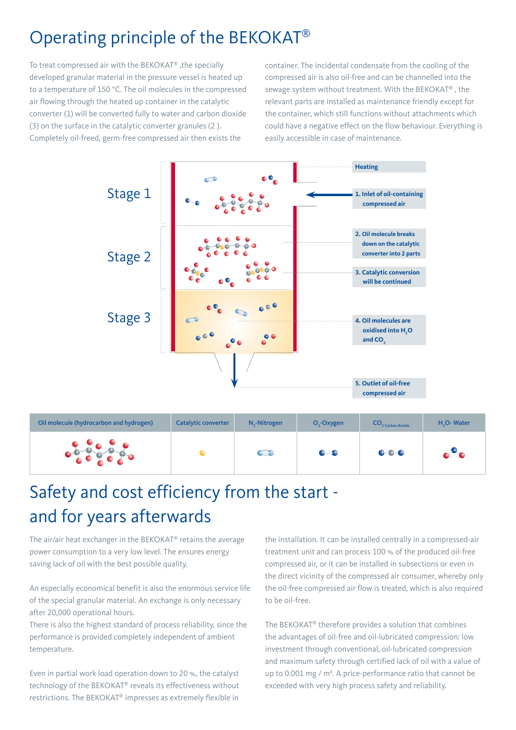# Operating principle of the BEKOKAT®

To treat compressed air with the BEKOKAT® ,the specially developed granular material in the pressure vessel is heated up to a temperature of 150 °C. The oil molecules in the compressed air flowing through the heated up container in the catalytic converter (1) will be converted fully to water and carbon dioxide (3) on the surface in the catalytic converter granules (2 ). Completely oil-freed, germ-free compressed air then exists the container. The incidental condensate from the cooling of the compressed air is also oil-free and can be channelled into the sewage system without treatment. With the BEKOKAT® , the relevant parts are installed as maintenance friendly except for the container, which still functions without attachments which could have a negative effect on the flow behaviour. Everything is easily accessible in case of maintenance.

Stage 1

Stage 2

Stage 3

**Heating**

**1. Inlet of oil-containing compressed air**

**2. Oil molecule breaks down on the catalytic converter into 2 parts**

**3. Catalytic conversion will be continued**

**4. Oil molecules are oxidised into $H_2O$ and $CO_2$**

**5. Outlet of oil-free compressed air**

| Oil molecule (hydrocarbon and hydrogen) | Catalytic converter | $N_2$-Nitrogen | $O_2$-Oxygen | $CO_2$-Carbon dioxide | $H_2O$- Water |
|---|---|---|---|---|---|

# Safety and cost efficiency from the start - and for years afterwards

The air/air heat exchanger in the BEKOKAT® retains the average power consumption to a very low level. The ensures energy saving lack of oil with the best possible quality.

An especially economical benefit is also the enormous service life of the special granular material. An exchange is only necessary after 20,000 operational hours.
There is also the highest standard of process reliability, since the performance is provided completely independent of ambient temperature.

Even in partial work load operation down to 20 %, the catalyst technology of the BEKOKAT® reveals its effectiveness without restrictions. The BEKOKAT® impresses as extremely flexible in the installation. It can be installed centrally in a compressed-air treatment unit and can process 100 % of the produced oil-free compressed air, or it can be installed in subsections or even in the direct vicinity of the compressed air consumer, whereby only the oil-free compressed air flow is treated, which is also required to be oil-free.

The BEKOKAT® therefore provides a solution that combines the advantages of oil-free and oil-lubricated compression: low investment through conventional, oil-lubricated compression and maximum safety through certified lack of oil with a value of up to 0.001 mg / m³. A price-performance ratio that cannot be exceeded with very high process safety and reliability.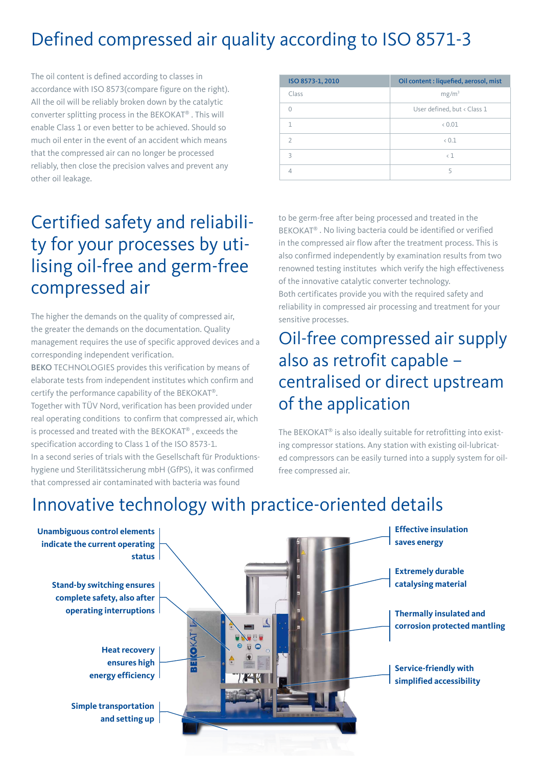# Defined compressed air quality according to ISO 8571-3

The oil content is defined according to classes in accordance with ISO 8573(compare figure on the right). All the oil will be reliably broken down by the catalytic converter splitting process in the BEKOKAT® . This will enable Class 1 or even better to be achieved. Should so much oil enter in the event of an accident which means that the compressed air can no longer be processed reliably, then close the precision valves and prevent any other oil leakage.

| ISO 8573-1, 2010 | Oil content : liquefied, aerosol, mist |
|---|---|
| Class | mg/m³ |
| 0 | User defined, but ‹ Class 1 |
| 1 | ‹ 0.01 |
| 2 | ‹ 0.1 |
| 3 | ‹ 1 |
| 4 | 5 |

# Certified safety and reliability for your processes by utilising oil-free and germ-free compressed air

The higher the demands on the quality of compressed air, the greater the demands on the documentation. Quality management requires the use of specific approved devices and a corresponding independent verification.
BEKO TECHNOLOGIES provides this verification by means of elaborate tests from independent institutes which confirm and certify the performance capability of the BEKOKAT®.
Together with TÜV Nord, verification has been provided under real operating conditions to confirm that compressed air, which is processed and treated with the BEKOKAT® , exceeds the specification according to Class 1 of the ISO 8573-1.
In a second series of trials with the Gesellschaft für Produktionshygiene und Sterilitätssicherung mbH (GfPS), it was confirmed that compressed air contaminated with bacteria was found to be germ-free after being processed and treated in the BEKOKAT® . No living bacteria could be identified or verified in the compressed air flow after the treatment process. This is also confirmed independently by examination results from two renowned testing institutes which verify the high effectiveness of the innovative catalytic converter technology.
Both certificates provide you with the required safety and reliability in compressed air processing and treatment for your sensitive processes.

# Oil-free compressed air supply also as retrofit capable – centralised or direct upstream of the application

The BEKOKAT® is also ideally suitable for retrofitting into existing compressor stations. Any station with existing oil-lubricated compressors can be easily turned into a supply system for oil-free compressed air.

# Innovative technology with practice-oriented details

**Unambiguous control elements indicate the current operating status**

**Stand-by switching ensures complete safety, also after operating interruptions**

**Heat recovery ensures high energy efficiency**

**Simple transportation and setting up**

**Effective insulation saves energy**

**Extremely durable catalysing material**

**Thermally insulated and corrosion protected mantling**

**Service-friendly with simplified accessibility**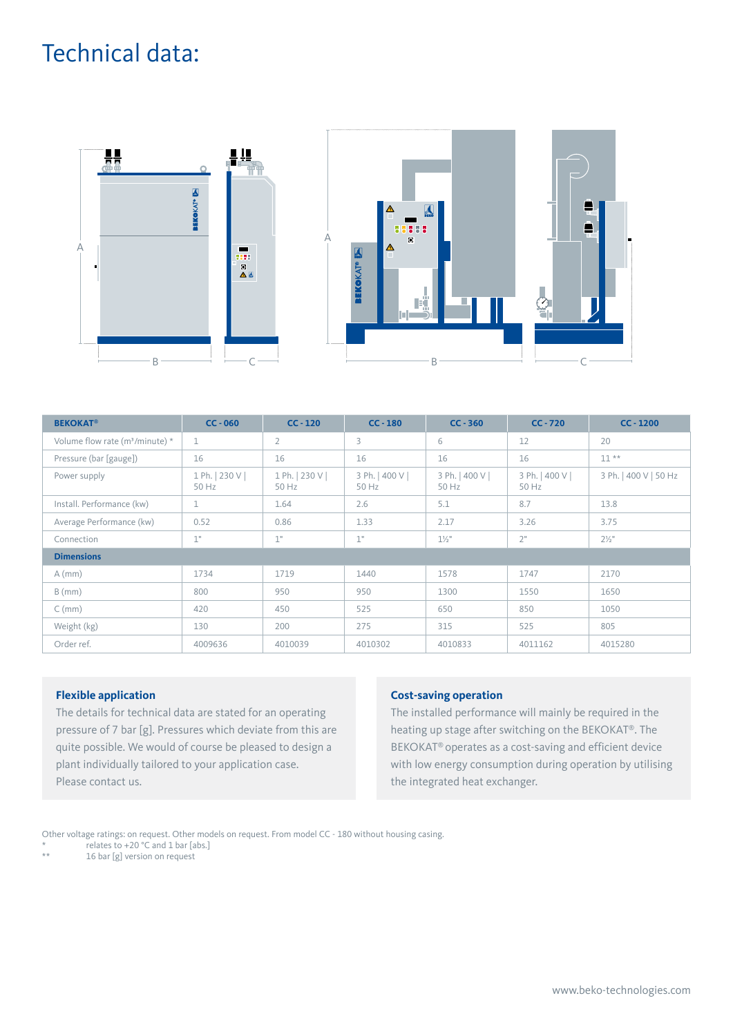# Technical data:

| BEKOKAT® | CC - 060 | CC - 120 | CC - 180 | CC - 360 | CC - 720 | CC - 1200 |
|---|---|---|---|---|---|---|
| Volume flow rate (m³/minute) * | 1 | 2 | 3 | 6 | 12 | 20 |
| Pressure (bar [gauge]) | 16 | 16 | 16 | 16 | 16 | 11 ** |
| Power supply | 1 Ph. \| 230 V \| 50 Hz | 1 Ph. \| 230 V \| 50 Hz | 3 Ph. \| 400 V \| 50 Hz | 3 Ph. \| 400 V \| 50 Hz | 3 Ph. \| 400 V \| 50 Hz | 3 Ph. \| 400 V \| 50 Hz |
| Install. Performance (kw) | 1 | 1.64 | 2.6 | 5.1 | 8.7 | 13.8 |
| Average Performance (kw) | 0.52 | 0.86 | 1.33 | 2.17 | 3.26 | 3.75 |
| Connection | 1" | 1" | 1" | 1½" | 2" | 2½" |
| **Dimensions** | | | | | | |
| A (mm) | 1734 | 1719 | 1440 | 1578 | 1747 | 2170 |
| B (mm) | 800 | 950 | 950 | 1300 | 1550 | 1650 |
| C (mm) | 420 | 450 | 525 | 650 | 850 | 1050 |
| Weight (kg) | 130 | 200 | 275 | 315 | 525 | 805 |
| Order ref. | 4009636 | 4010039 | 4010302 | 4010833 | 4011162 | 4015280 |

### Flexible application

The details for technical data are stated for an operating pressure of 7 bar [g]. Pressures which deviate from this are quite possible. We would of course be pleased to design a plant individually tailored to your application case. Please contact us.

### Cost-saving operation

The installed performance will mainly be required in the heating up stage after switching on the BEKOKAT®. The BEKOKAT® operates as a cost-saving and efficient device with low energy consumption during operation by utilising the integrated heat exchanger.

Other voltage ratings: on request. Other models on request. From model CC - 180 without housing casing.

\* relates to +20 °C and 1 bar [abs.]

\*\* 16 bar [g] version on request

www.beko-technologies.com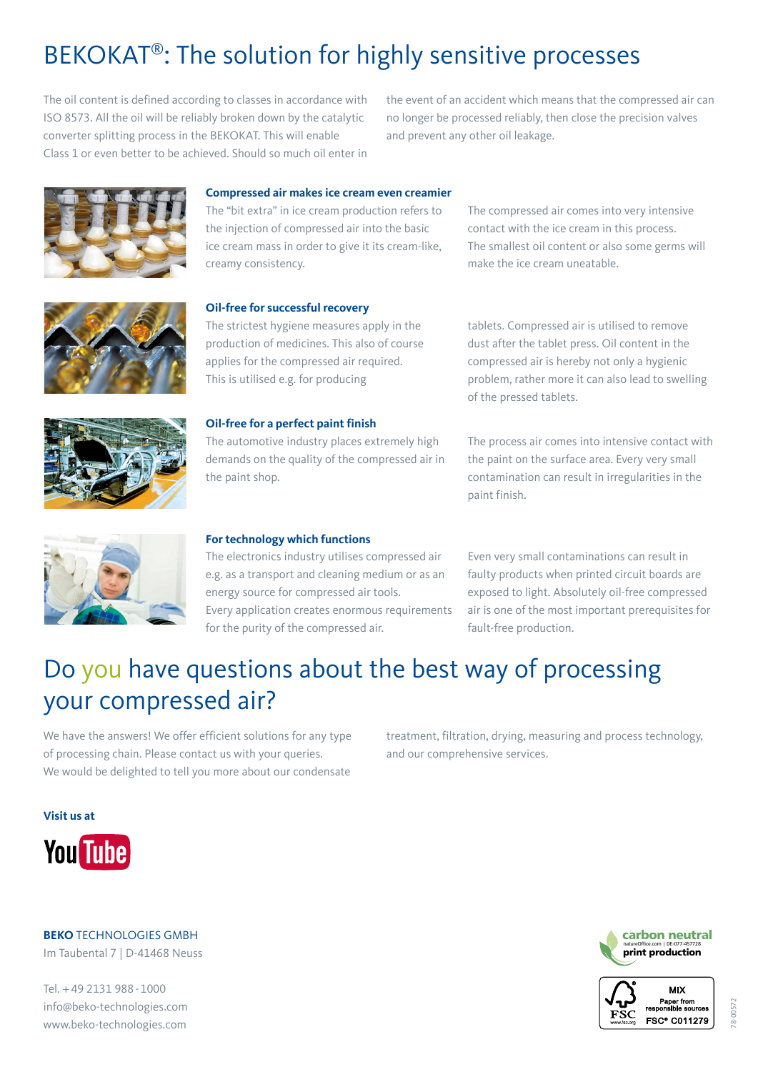# BEKOKAT®: The solution for highly sensitive processes

The oil content is defined according to classes in accordance with ISO 8573. All the oil will be reliably broken down by the catalytic converter splitting process in the BEKOKAT. This will enable Class 1 or even better to be achieved. Should so much oil enter in the event of an accident which means that the compressed air can no longer be processed reliably, then close the precision valves and prevent any other oil leakage.

### Compressed air makes ice cream even creamier

The "bit extra" in ice cream production refers to the injection of compressed air into the basic ice cream mass in order to give it its cream-like, creamy consistency. The compressed air comes into very intensive contact with the ice cream in this process. The smallest oil content or also some germs will make the ice cream uneatable.

### Oil-free for successful recovery

The strictest hygiene measures apply in the production of medicines. This also of course applies for the compressed air required. This is utilised e.g. for producing tablets. Compressed air is utilised to remove dust after the tablet press. Oil content in the compressed air is hereby not only a hygienic problem, rather more it can also lead to swelling of the pressed tablets.

### Oil-free for a perfect paint finish

The automotive industry places extremely high demands on the quality of the compressed air in the paint shop. The process air comes into intensive contact with the paint on the surface area. Every very small contamination can result in irregularities in the paint finish.

### For technology which functions

The electronics industry utilises compressed air e.g. as a transport and cleaning medium or as an energy source for compressed air tools. Every application creates enormous requirements for the purity of the compressed air. Even very small contaminations can result in faulty products when printed circuit boards are exposed to light. Absolutely oil-free compressed air is one of the most important prerequisites for fault-free production.

# Do you have questions about the best way of processing your compressed air?

We have the answers! We offer efficient solutions for any type of processing chain. Please contact us with your queries. We would be delighted to tell you more about our condensate treatment, filtration, drying, measuring and process technology, and our comprehensive services.

**Visit us at**

YouTube

**BEKO** TECHNOLOGIES GMBH
Im Taubental 7 | D-41468 Neuss

Tel. + 49 2131 988 - 1000
info@beko-technologies.com
www.beko-technologies.com

carbon neutral
natureOffice.com | DE-077-457728
print production

FSC
www.fsc.org
MIX
Paper from responsible sources
FSC® C011279

78-00572